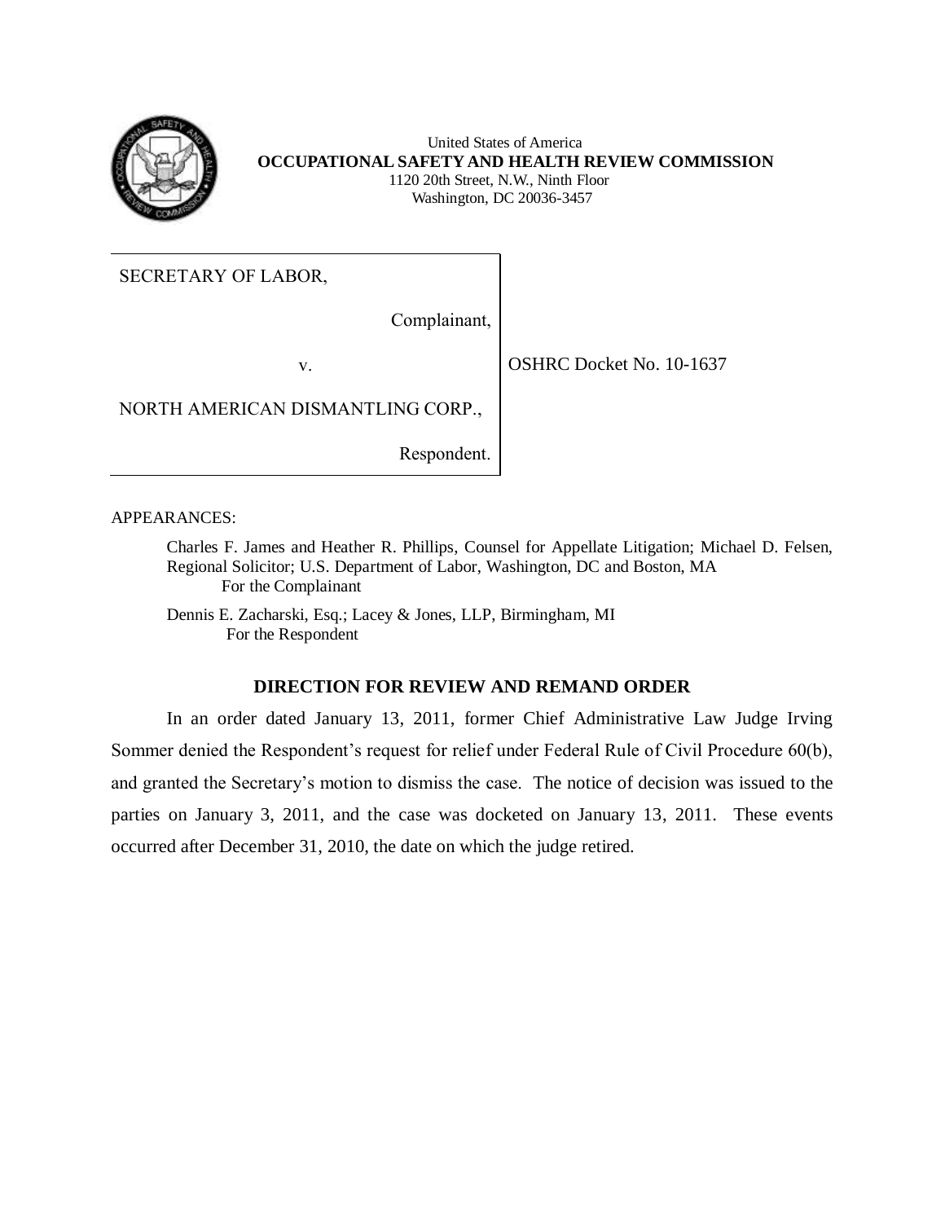United States of America
**OCCUPATIONAL SAFETY AND HEALTH REVIEW COMMISSION**
1120 20th Street, N.W., Ninth Floor
Washington, DC 20036-3457

| | |
|---|---|
| SECRETARY OF LABOR,<br><br>Complainant,<br><br>v.<br><br>NORTH AMERICAN DISMANTLING CORP.,<br><br>Respondent. | OSHRC Docket No. 10-1637 |

APPEARANCES:

Charles F. James and Heather R. Phillips, Counsel for Appellate Litigation; Michael D. Felsen, Regional Solicitor; U.S. Department of Labor, Washington, DC and Boston, MA
For the Complainant

Dennis E. Zacharski, Esq.; Lacey & Jones, LLP, Birmingham, MI
For the Respondent

## DIRECTION FOR REVIEW AND REMAND ORDER

In an order dated January 13, 2011, former Chief Administrative Law Judge Irving Sommer denied the Respondent's request for relief under Federal Rule of Civil Procedure 60(b), and granted the Secretary's motion to dismiss the case. The notice of decision was issued to the parties on January 3, 2011, and the case was docketed on January 13, 2011. These events occurred after December 31, 2010, the date on which the judge retired.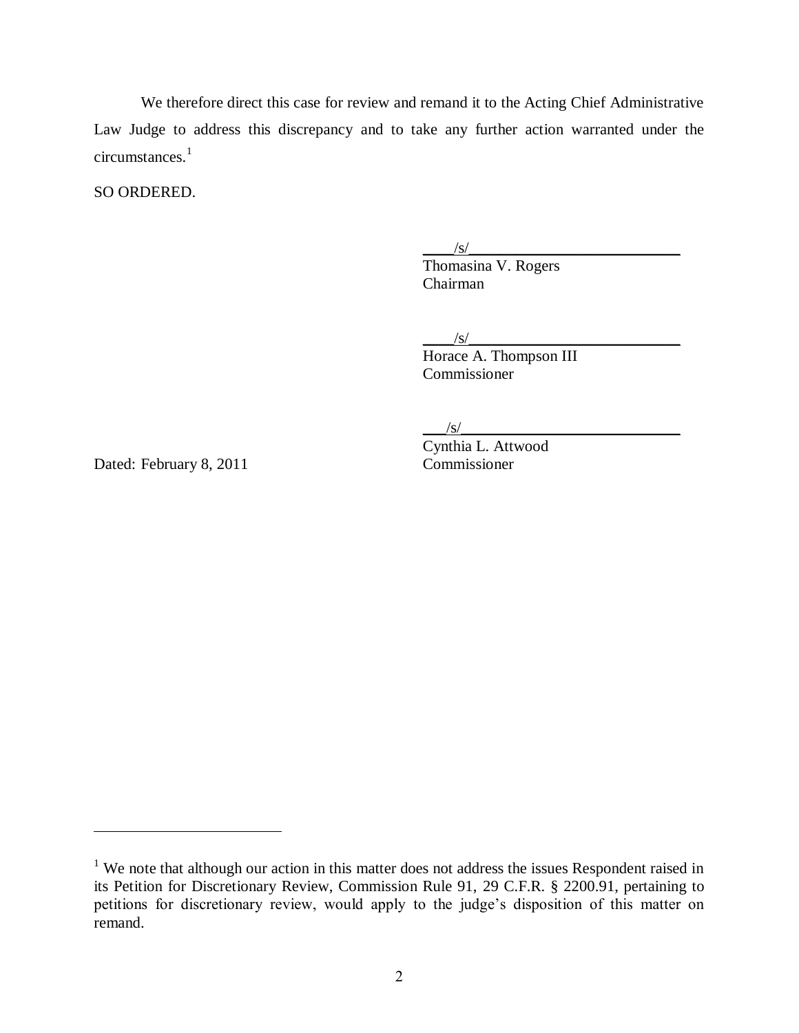We therefore direct this case for review and remand it to the Acting Chief Administrative Law Judge to address this discrepancy and to take any further action warranted under the circumstances.[1]

SO ORDERED.

/s/
Thomasina V. Rogers
Chairman

/s/
Horace A. Thompson III
Commissioner

/s/
Cynthia L. Attwood
Commissioner

Dated: February 8, 2011

---

[1] We note that although our action in this matter does not address the issues Respondent raised in its Petition for Discretionary Review, Commission Rule 91, 29 C.F.R. § 2200.91, pertaining to petitions for discretionary review, would apply to the judge's disposition of this matter on remand.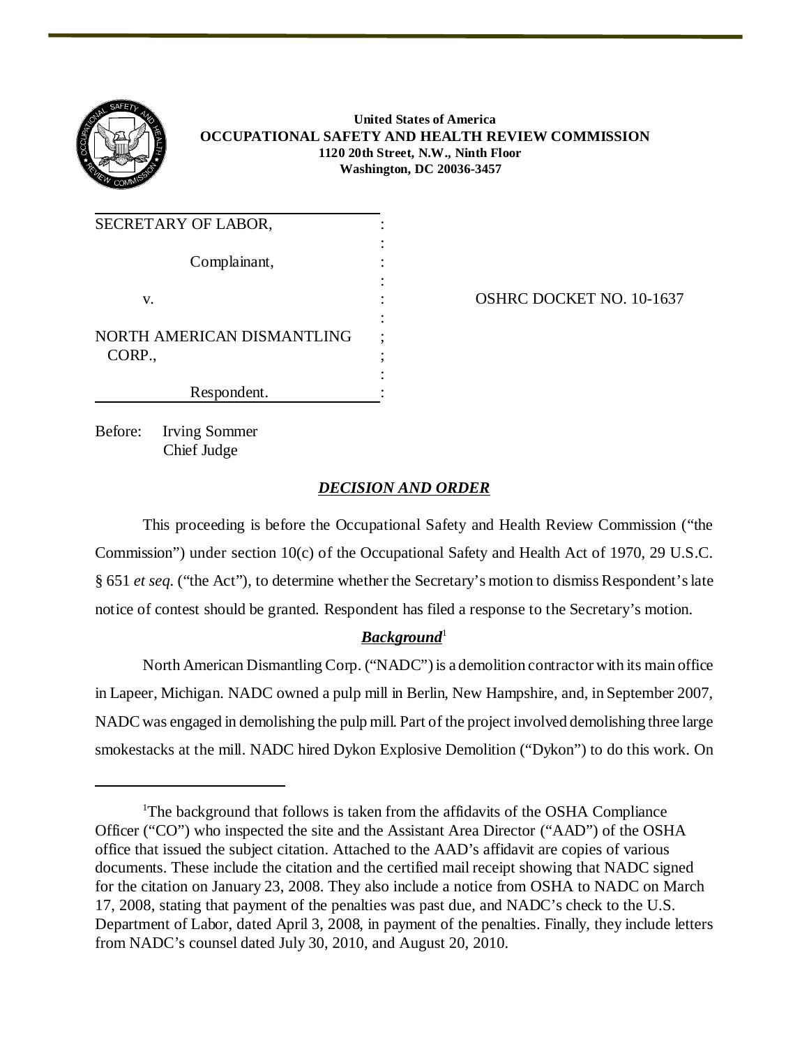**United States of America**
**OCCUPATIONAL SAFETY AND HEALTH REVIEW COMMISSION**
**1120 20th Street, N.W., Ninth Floor**
**Washington, DC 20036-3457**

| | |
|---|---|
| SECRETARY OF LABOR,<br><br>Complainant,<br><br>v.<br><br>NORTH AMERICAN DISMANTLING CORP.,<br><br>Respondent. | OSHRC DOCKET NO. 10-1637 |

Before: Irving Sommer
Chief Judge

## *DECISION AND ORDER*

This proceeding is before the Occupational Safety and Health Review Commission ("the Commission") under section 10(c) of the Occupational Safety and Health Act of 1970, 29 U.S.C. § 651 *et seq.* ("the Act"), to determine whether the Secretary's motion to dismiss Respondent's late notice of contest should be granted. Respondent has filed a response to the Secretary's motion.

### *Background*[1]

North American Dismantling Corp. ("NADC") is a demolition contractor with its main office in Lapeer, Michigan. NADC owned a pulp mill in Berlin, New Hampshire, and, in September 2007, NADC was engaged in demolishing the pulp mill. Part of the project involved demolishing three large smokestacks at the mill. NADC hired Dykon Explosive Demolition ("Dykon") to do this work. On

---

[1]The background that follows is taken from the affidavits of the OSHA Compliance Officer ("CO") who inspected the site and the Assistant Area Director ("AAD") of the OSHA office that issued the subject citation. Attached to the AAD's affidavit are copies of various documents. These include the citation and the certified mail receipt showing that NADC signed for the citation on January 23, 2008. They also include a notice from OSHA to NADC on March 17, 2008, stating that payment of the penalties was past due, and NADC's check to the U.S. Department of Labor, dated April 3, 2008, in payment of the penalties. Finally, they include letters from NADC's counsel dated July 30, 2010, and August 20, 2010.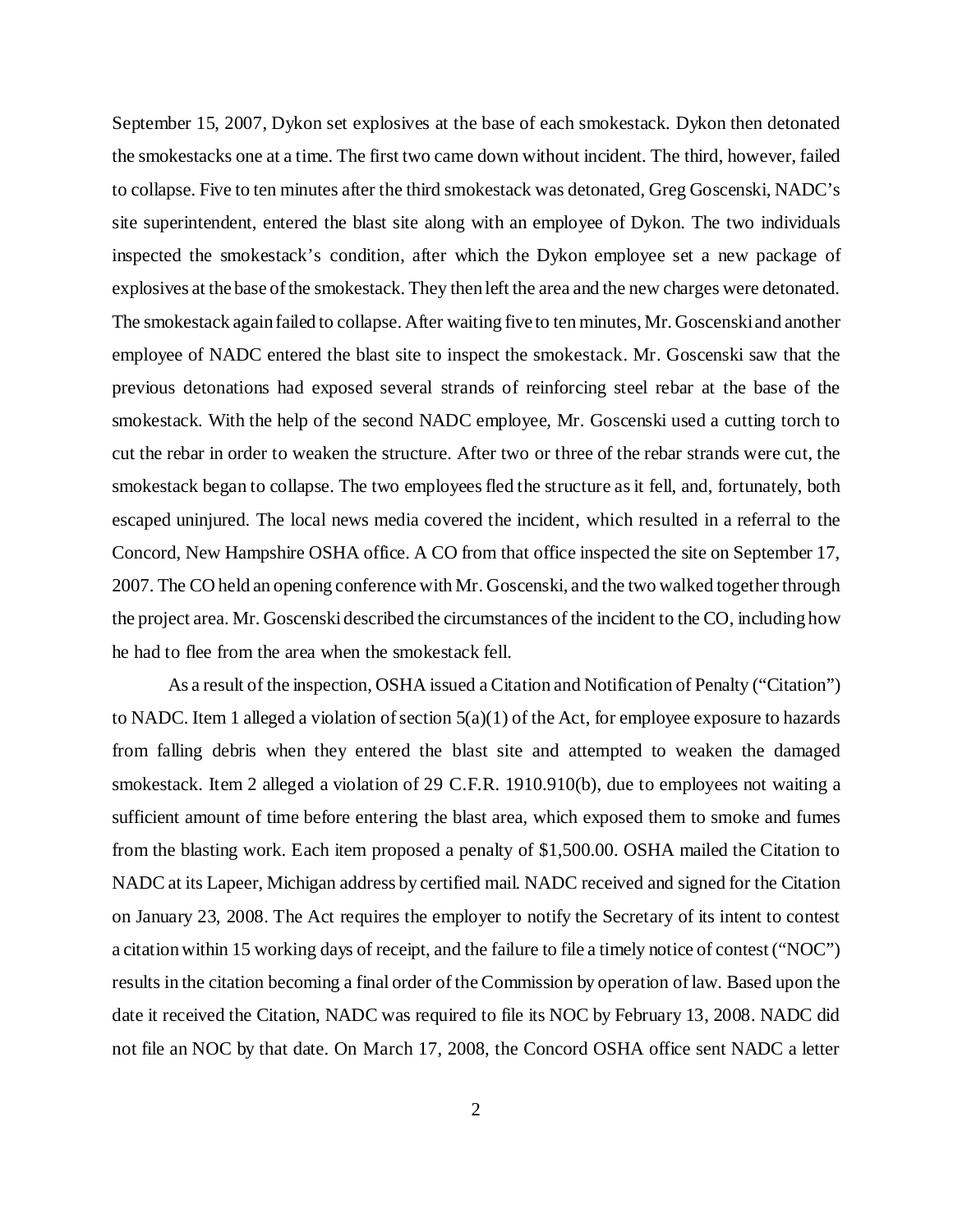September 15, 2007, Dykon set explosives at the base of each smokestack. Dykon then detonated the smokestacks one at a time. The first two came down without incident. The third, however, failed to collapse. Five to ten minutes after the third smokestack was detonated, Greg Goscenski, NADC's site superintendent, entered the blast site along with an employee of Dykon. The two individuals inspected the smokestack's condition, after which the Dykon employee set a new package of explosives at the base of the smokestack. They then left the area and the new charges were detonated. The smokestack again failed to collapse. After waiting five to ten minutes, Mr. Goscenski and another employee of NADC entered the blast site to inspect the smokestack. Mr. Goscenski saw that the previous detonations had exposed several strands of reinforcing steel rebar at the base of the smokestack. With the help of the second NADC employee, Mr. Goscenski used a cutting torch to cut the rebar in order to weaken the structure. After two or three of the rebar strands were cut, the smokestack began to collapse. The two employees fled the structure as it fell, and, fortunately, both escaped uninjured. The local news media covered the incident, which resulted in a referral to the Concord, New Hampshire OSHA office. A CO from that office inspected the site on September 17, 2007. The CO held an opening conference with Mr. Goscenski, and the two walked together through the project area. Mr. Goscenski described the circumstances of the incident to the CO, including how he had to flee from the area when the smokestack fell.

As a result of the inspection, OSHA issued a Citation and Notification of Penalty ("Citation") to NADC. Item 1 alleged a violation of section 5(a)(1) of the Act, for employee exposure to hazards from falling debris when they entered the blast site and attempted to weaken the damaged smokestack. Item 2 alleged a violation of 29 C.F.R. 1910.910(b), due to employees not waiting a sufficient amount of time before entering the blast area, which exposed them to smoke and fumes from the blasting work. Each item proposed a penalty of $1,500.00. OSHA mailed the Citation to NADC at its Lapeer, Michigan address by certified mail. NADC received and signed for the Citation on January 23, 2008. The Act requires the employer to notify the Secretary of its intent to contest a citation within 15 working days of receipt, and the failure to file a timely notice of contest ("NOC") results in the citation becoming a final order of the Commission by operation of law. Based upon the date it received the Citation, NADC was required to file its NOC by February 13, 2008. NADC did not file an NOC by that date. On March 17, 2008, the Concord OSHA office sent NADC a letter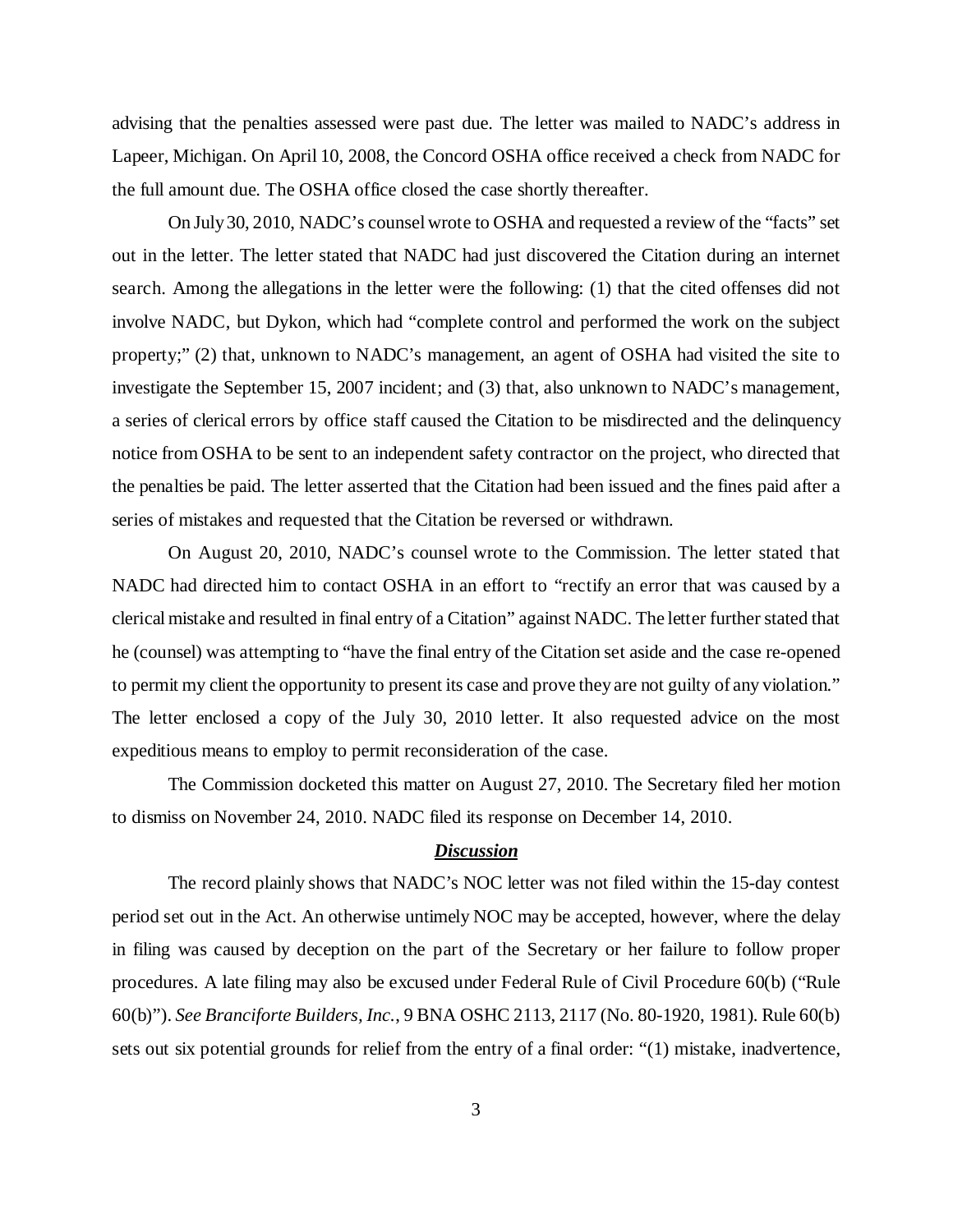advising that the penalties assessed were past due. The letter was mailed to NADC's address in Lapeer, Michigan. On April 10, 2008, the Concord OSHA office received a check from NADC for the full amount due. The OSHA office closed the case shortly thereafter.

On July 30, 2010, NADC's counsel wrote to OSHA and requested a review of the "facts" set out in the letter. The letter stated that NADC had just discovered the Citation during an internet search. Among the allegations in the letter were the following: (1) that the cited offenses did not involve NADC, but Dykon, which had "complete control and performed the work on the subject property;" (2) that, unknown to NADC's management, an agent of OSHA had visited the site to investigate the September 15, 2007 incident; and (3) that, also unknown to NADC's management, a series of clerical errors by office staff caused the Citation to be misdirected and the delinquency notice from OSHA to be sent to an independent safety contractor on the project, who directed that the penalties be paid. The letter asserted that the Citation had been issued and the fines paid after a series of mistakes and requested that the Citation be reversed or withdrawn.

On August 20, 2010, NADC's counsel wrote to the Commission. The letter stated that NADC had directed him to contact OSHA in an effort to "rectify an error that was caused by a clerical mistake and resulted in final entry of a Citation" against NADC. The letter further stated that he (counsel) was attempting to "have the final entry of the Citation set aside and the case re-opened to permit my client the opportunity to present its case and prove they are not guilty of any violation." The letter enclosed a copy of the July 30, 2010 letter. It also requested advice on the most expeditious means to employ to permit reconsideration of the case.

The Commission docketed this matter on August 27, 2010. The Secretary filed her motion to dismiss on November 24, 2010. NADC filed its response on December 14, 2010.

## ***Discussion***

The record plainly shows that NADC's NOC letter was not filed within the 15-day contest period set out in the Act. An otherwise untimely NOC may be accepted, however, where the delay in filing was caused by deception on the part of the Secretary or her failure to follow proper procedures. A late filing may also be excused under Federal Rule of Civil Procedure 60(b) ("Rule 60(b)"). *See Branciforte Builders, Inc.*, 9 BNA OSHC 2113, 2117 (No. 80-1920, 1981). Rule 60(b) sets out six potential grounds for relief from the entry of a final order: "(1) mistake, inadvertence,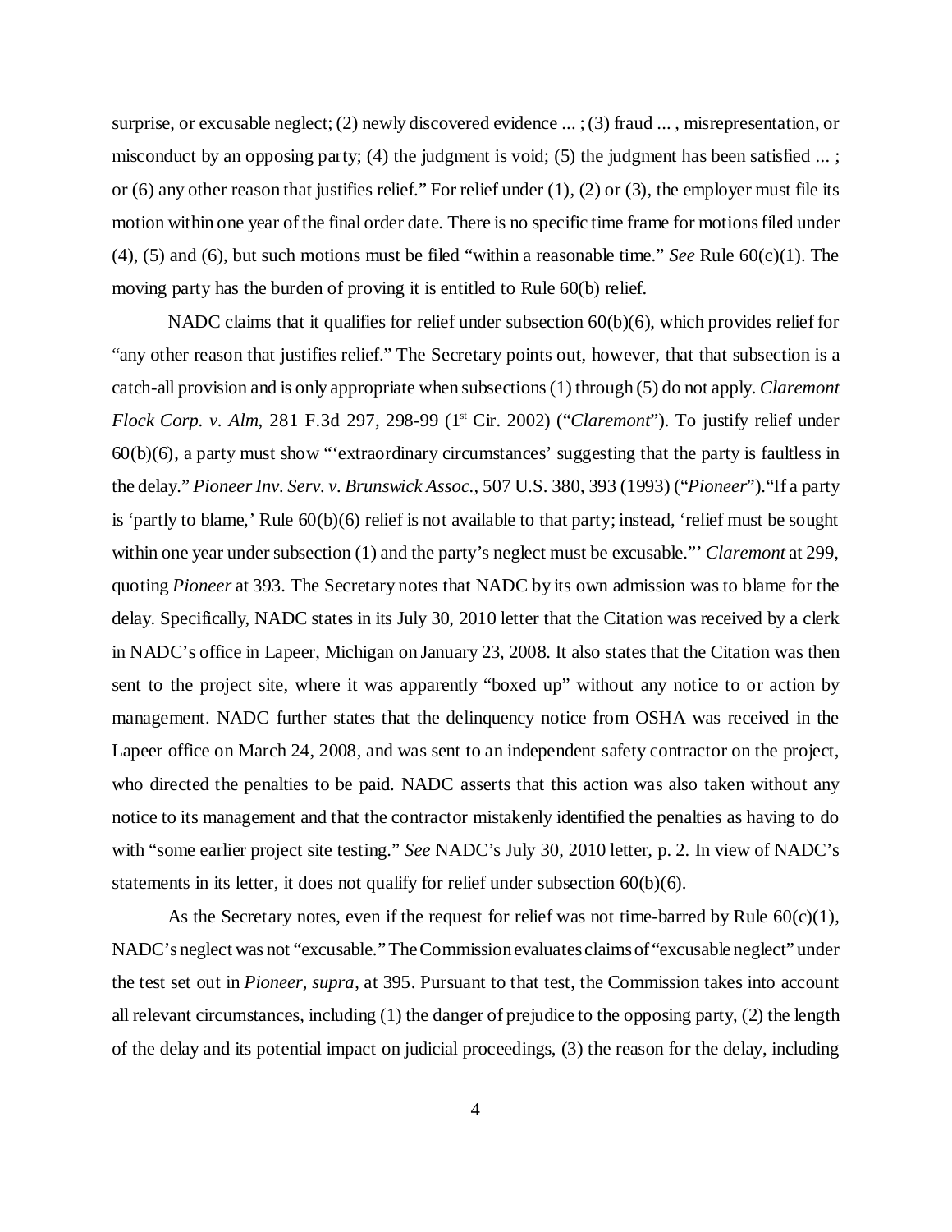surprise, or excusable neglect; (2) newly discovered evidence ... ; (3) fraud ... , misrepresentation, or misconduct by an opposing party; (4) the judgment is void; (5) the judgment has been satisfied ... ; or (6) any other reason that justifies relief." For relief under (1), (2) or (3), the employer must file its motion within one year of the final order date. There is no specific time frame for motions filed under (4), (5) and (6), but such motions must be filed "within a reasonable time." *See* Rule 60(c)(1). The moving party has the burden of proving it is entitled to Rule 60(b) relief.

NADC claims that it qualifies for relief under subsection 60(b)(6), which provides relief for "any other reason that justifies relief." The Secretary points out, however, that that subsection is a catch-all provision and is only appropriate when subsections (1) through (5) do not apply. *Claremont Flock Corp. v. Alm*, 281 F.3d 297, 298-99 (1st Cir. 2002) ("*Claremont*"). To justify relief under 60(b)(6), a party must show "'extraordinary circumstances' suggesting that the party is faultless in the delay." *Pioneer Inv. Serv. v. Brunswick Assoc.*, 507 U.S. 380, 393 (1993) ("*Pioneer*")."If a party is 'partly to blame,' Rule 60(b)(6) relief is not available to that party; instead, 'relief must be sought within one year under subsection (1) and the party's neglect must be excusable."' *Claremont* at 299, quoting *Pioneer* at 393. The Secretary notes that NADC by its own admission was to blame for the delay. Specifically, NADC states in its July 30, 2010 letter that the Citation was received by a clerk in NADC's office in Lapeer, Michigan on January 23, 2008. It also states that the Citation was then sent to the project site, where it was apparently "boxed up" without any notice to or action by management. NADC further states that the delinquency notice from OSHA was received in the Lapeer office on March 24, 2008, and was sent to an independent safety contractor on the project, who directed the penalties to be paid. NADC asserts that this action was also taken without any notice to its management and that the contractor mistakenly identified the penalties as having to do with "some earlier project site testing." *See* NADC's July 30, 2010 letter, p. 2. In view of NADC's statements in its letter, it does not qualify for relief under subsection 60(b)(6).

As the Secretary notes, even if the request for relief was not time-barred by Rule 60(c)(1), NADC's neglect was not "excusable." The Commission evaluates claims of "excusable neglect" under the test set out in *Pioneer, supra*, at 395. Pursuant to that test, the Commission takes into account all relevant circumstances, including (1) the danger of prejudice to the opposing party, (2) the length of the delay and its potential impact on judicial proceedings, (3) the reason for the delay, including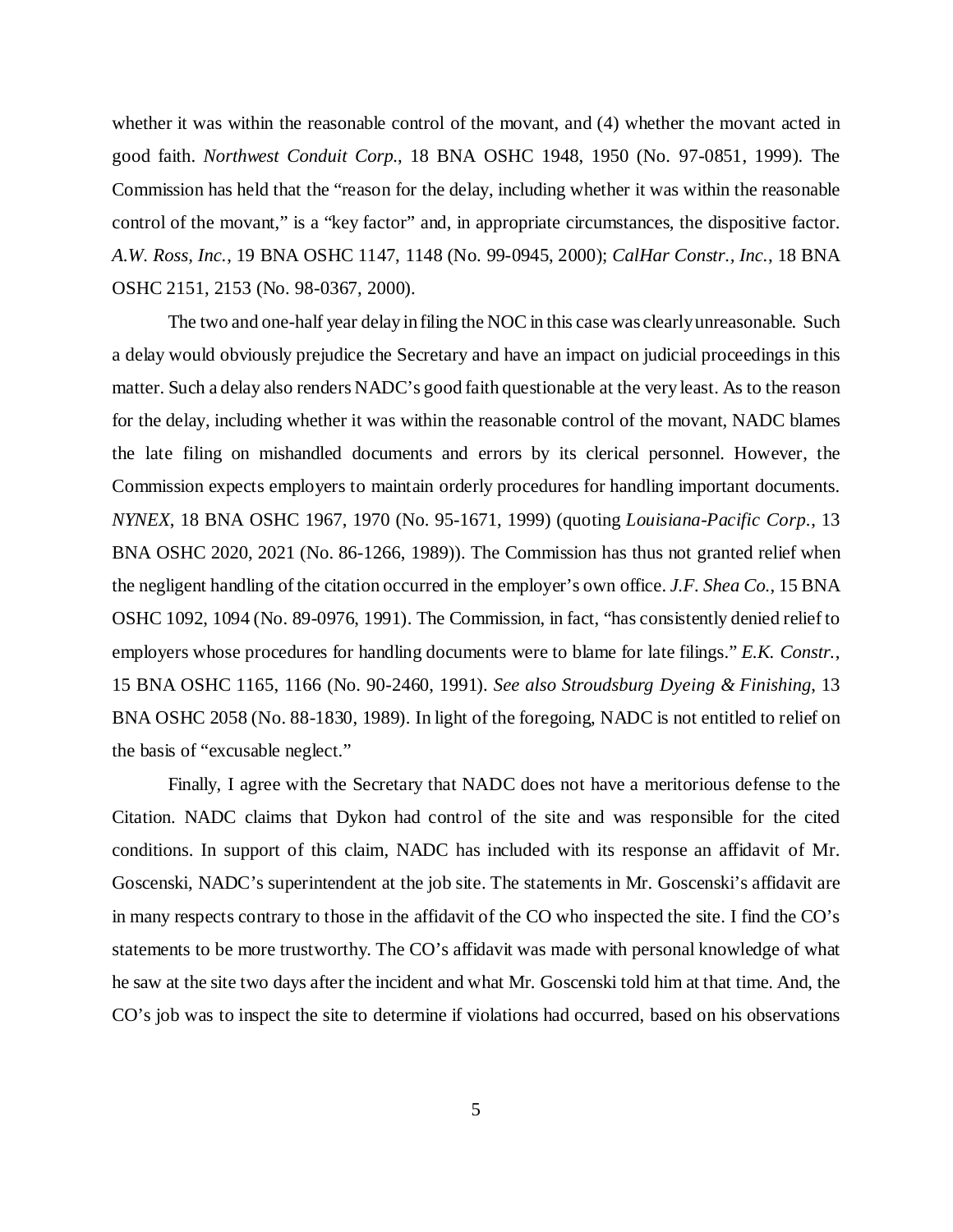whether it was within the reasonable control of the movant, and (4) whether the movant acted in good faith. *Northwest Conduit Corp.*, 18 BNA OSHC 1948, 1950 (No. 97-0851, 1999). The Commission has held that the "reason for the delay, including whether it was within the reasonable control of the movant," is a "key factor" and, in appropriate circumstances, the dispositive factor. *A.W. Ross, Inc.*, 19 BNA OSHC 1147, 1148 (No. 99-0945, 2000); *CalHar Constr., Inc.*, 18 BNA OSHC 2151, 2153 (No. 98-0367, 2000).

The two and one-half year delay in filing the NOC in this case was clearly unreasonable. Such a delay would obviously prejudice the Secretary and have an impact on judicial proceedings in this matter. Such a delay also renders NADC's good faith questionable at the very least. As to the reason for the delay, including whether it was within the reasonable control of the movant, NADC blames the late filing on mishandled documents and errors by its clerical personnel. However, the Commission expects employers to maintain orderly procedures for handling important documents. *NYNEX*, 18 BNA OSHC 1967, 1970 (No. 95-1671, 1999) (quoting *Louisiana-Pacific Corp.*, 13 BNA OSHC 2020, 2021 (No. 86-1266, 1989)). The Commission has thus not granted relief when the negligent handling of the citation occurred in the employer's own office. *J.F. Shea Co.*, 15 BNA OSHC 1092, 1094 (No. 89-0976, 1991). The Commission, in fact, "has consistently denied relief to employers whose procedures for handling documents were to blame for late filings." *E.K. Constr.*, 15 BNA OSHC 1165, 1166 (No. 90-2460, 1991). *See also Stroudsburg Dyeing & Finishing*, 13 BNA OSHC 2058 (No. 88-1830, 1989). In light of the foregoing, NADC is not entitled to relief on the basis of "excusable neglect."

Finally, I agree with the Secretary that NADC does not have a meritorious defense to the Citation. NADC claims that Dykon had control of the site and was responsible for the cited conditions. In support of this claim, NADC has included with its response an affidavit of Mr. Goscenski, NADC's superintendent at the job site. The statements in Mr. Goscenski's affidavit are in many respects contrary to those in the affidavit of the CO who inspected the site. I find the CO's statements to be more trustworthy. The CO's affidavit was made with personal knowledge of what he saw at the site two days after the incident and what Mr. Goscenski told him at that time. And, the CO's job was to inspect the site to determine if violations had occurred, based on his observations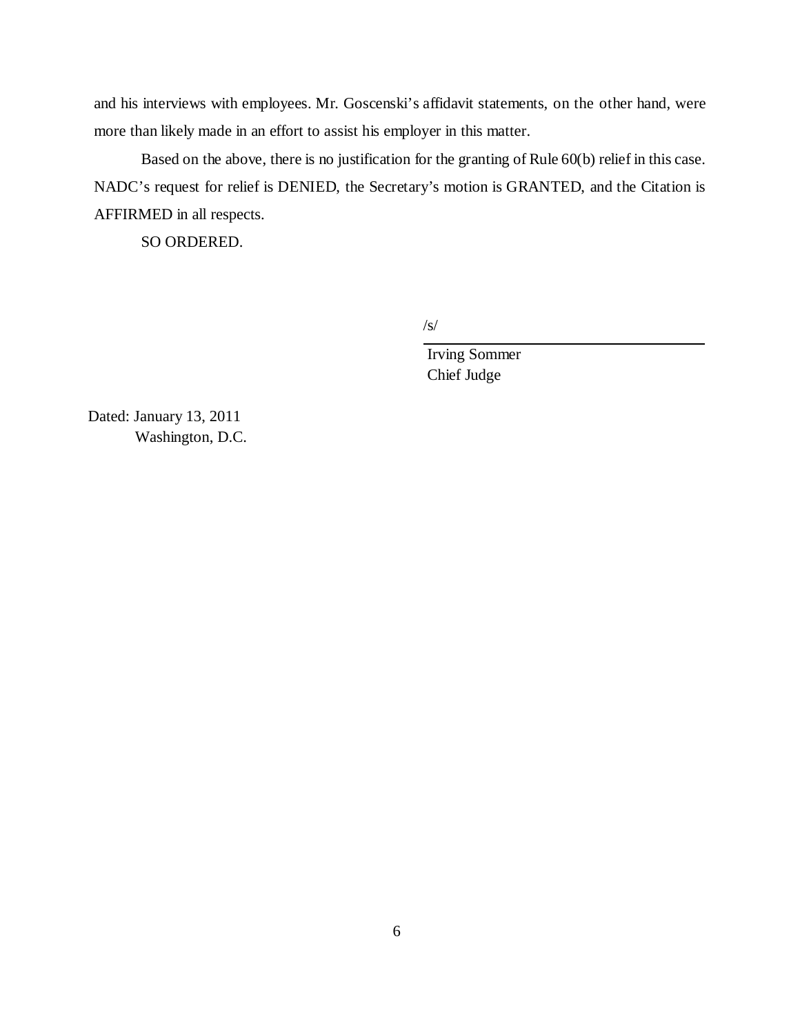and his interviews with employees. Mr. Goscenski's affidavit statements, on the other hand, were more than likely made in an effort to assist his employer in this matter.

Based on the above, there is no justification for the granting of Rule 60(b) relief in this case. NADC's request for relief is DENIED, the Secretary's motion is GRANTED, and the Citation is AFFIRMED in all respects.

SO ORDERED.

/s/

Irving Sommer
Chief Judge

Dated: January 13, 2011
Washington, D.C.